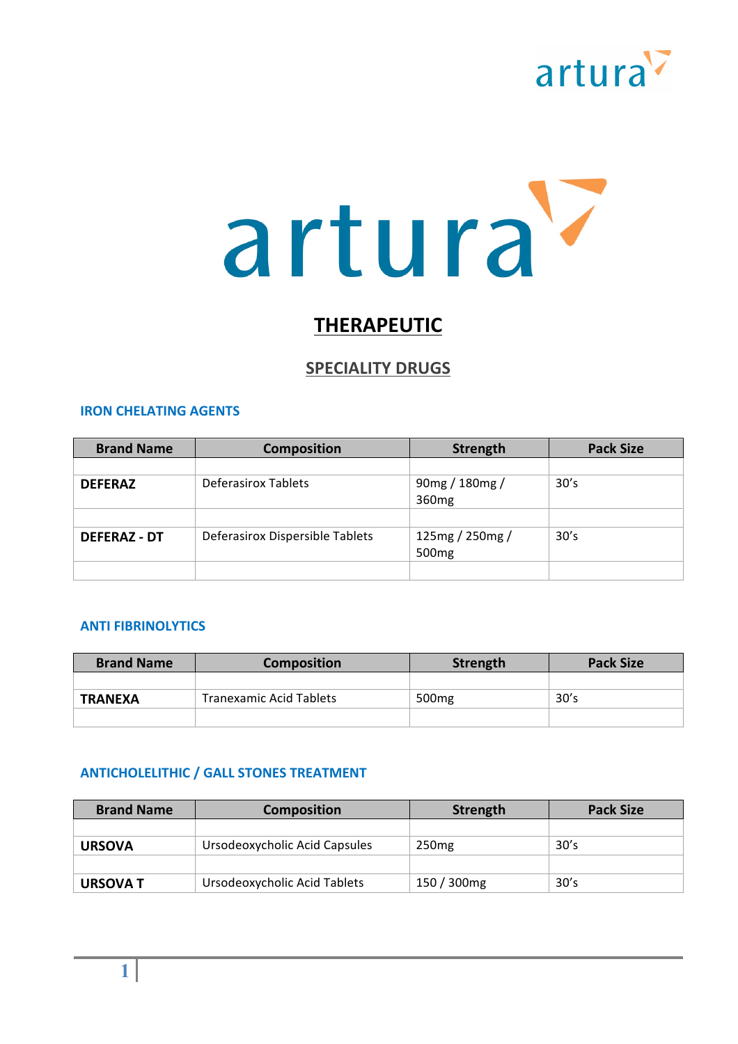# artura

## THERAPEUTIC

### SPECIALITY DRUGS

#### IRON CHELATING AGENTS

| Brand Name | Composition | Strength | Pack Size |
|---|---|---|---|
| **DEFERAZ** | Deferasirox Tablets | 90mg / 180mg / 360mg | 30's |
| **DEFERAZ - DT** | Deferasirox Dispersible Tablets | 125mg / 250mg / 500mg | 30's |

#### ANTI FIBRINOLYTICS

| Brand Name | Composition | Strength | Pack Size |
|---|---|---|---|
| **TRANEXA** | Tranexamic Acid Tablets | 500mg | 30's |

#### ANTICHOLELITHIC / GALL STONES TREATMENT

| Brand Name | Composition | Strength | Pack Size |
|---|---|---|---|
| **URSOVA** | Ursodeoxycholic Acid Capsules | 250mg | 30's |
| **URSOVA T** | Ursodeoxycholic Acid Tablets | 150 / 300mg | 30's |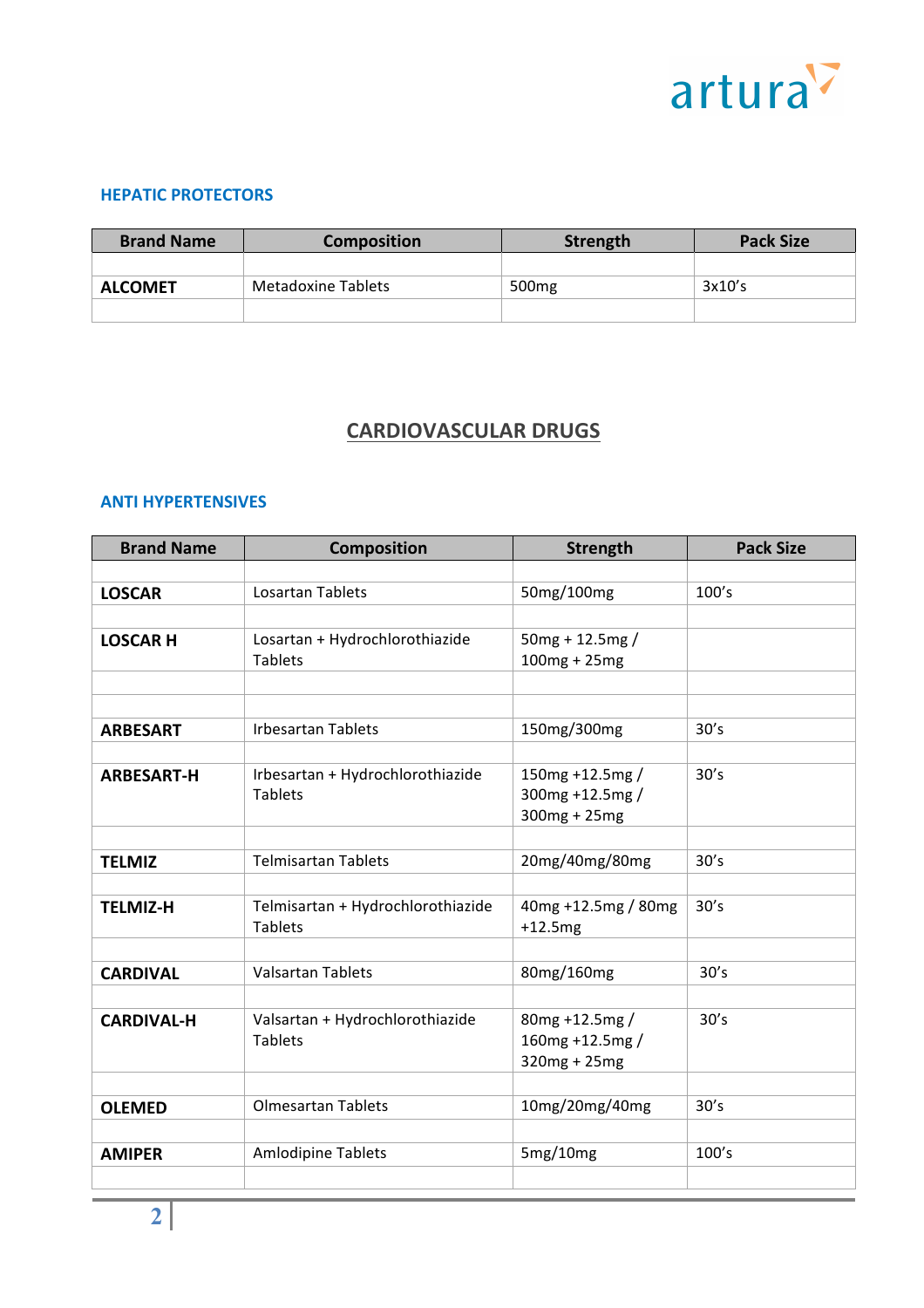### HEPATIC PROTECTORS

| Brand Name | Composition | Strength | Pack Size |
|---|---|---|---|
| **ALCOMET** | Metadoxine Tablets | 500mg | 3x10's |

## CARDIOVASCULAR DRUGS

### ANTI HYPERTENSIVES

| Brand Name | Composition | Strength | Pack Size |
|---|---|---|---|
| **LOSCAR** | Losartan Tablets | 50mg/100mg | 100's |
| **LOSCAR H** | Losartan + Hydrochlorothiazide Tablets | 50mg + 12.5mg / 100mg + 25mg | |
| **ARBESART** | Irbesartan Tablets | 150mg/300mg | 30's |
| **ARBESART-H** | Irbesartan + Hydrochlorothiazide Tablets | 150mg +12.5mg / 300mg +12.5mg / 300mg + 25mg | 30's |
| **TELMIZ** | Telmisartan Tablets | 20mg/40mg/80mg | 30's |
| **TELMIZ-H** | Telmisartan + Hydrochlorothiazide Tablets | 40mg +12.5mg / 80mg +12.5mg | 30's |
| **CARDIVAL** | Valsartan Tablets | 80mg/160mg | 30's |
| **CARDIVAL-H** | Valsartan + Hydrochlorothiazide Tablets | 80mg +12.5mg / 160mg +12.5mg / 320mg + 25mg | 30's |
| **OLEMED** | Olmesartan Tablets | 10mg/20mg/40mg | 30's |
| **AMIPER** | Amlodipine Tablets | 5mg/10mg | 100's |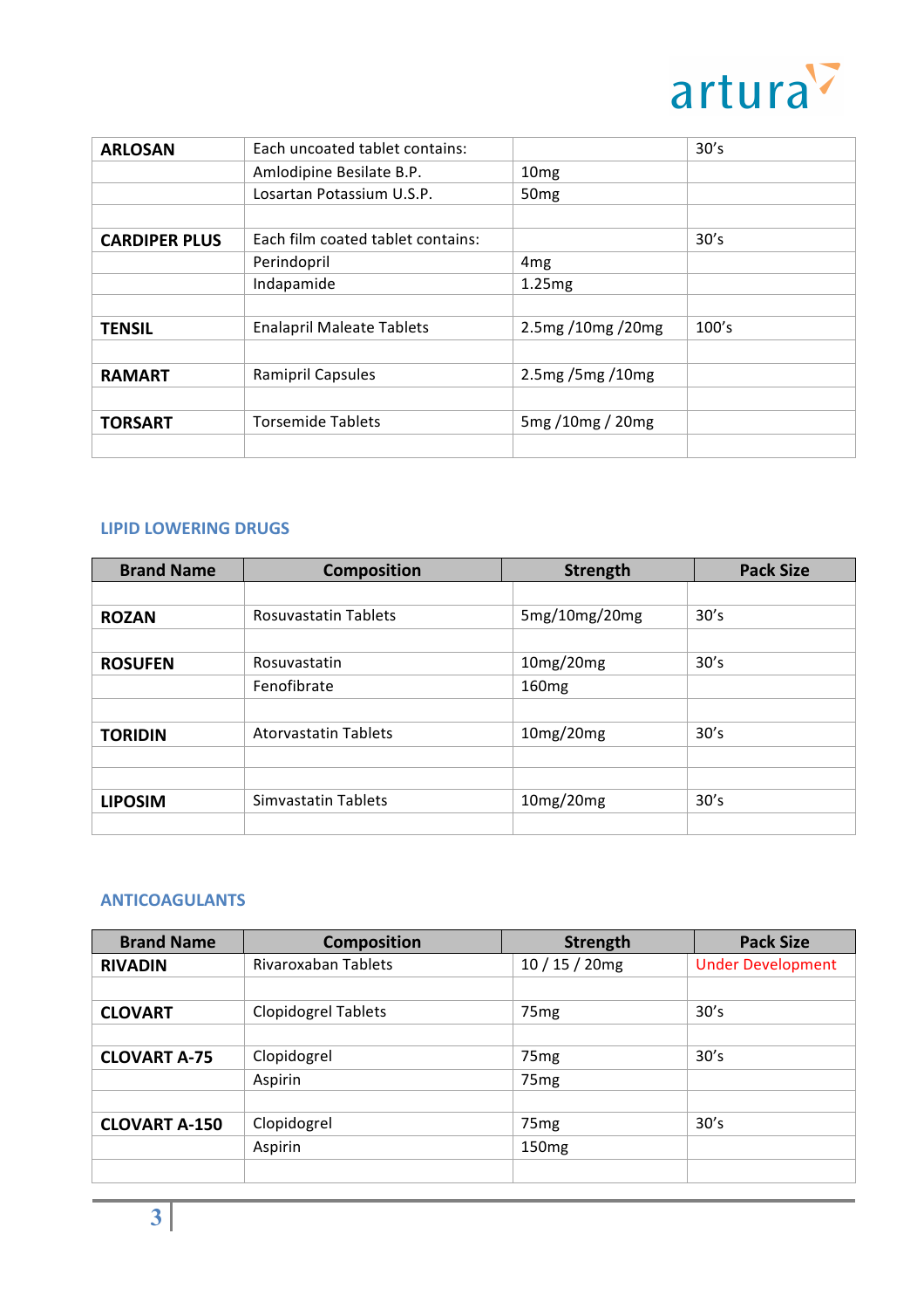| | | | |
|---|---|---|---|
| **ARLOSAN** | Each uncoated tablet contains: | | 30's |
| | Amlodipine Besilate B.P. | 10mg | |
| | Losartan Potassium U.S.P. | 50mg | |
| | | | |
| **CARDIPER PLUS** | Each film coated tablet contains: | | 30's |
| | Perindopril | 4mg | |
| | Indapamide | 1.25mg | |
| | | | |
| **TENSIL** | Enalapril Maleate Tablets | 2.5mg /10mg /20mg | 100's |
| | | | |
| **RAMART** | Ramipril Capsules | 2.5mg /5mg /10mg | |
| | | | |
| **TORSART** | Torsemide Tablets | 5mg /10mg / 20mg | |
| | | | |

## LIPID LOWERING DRUGS

| Brand Name | Composition | Strength | Pack Size |
|---|---|---|---|
| | | | |
| **ROZAN** | Rosuvastatin Tablets | 5mg/10mg/20mg | 30's |
| | | | |
| **ROSUFEN** | Rosuvastatin | 10mg/20mg | 30's |
| | Fenofibrate | 160mg | |
| | | | |
| **TORIDIN** | Atorvastatin Tablets | 10mg/20mg | 30's |
| | | | |
| | | | |
| **LIPOSIM** | Simvastatin Tablets | 10mg/20mg | 30's |
| | | | |

## ANTICOAGULANTS

| Brand Name | Composition | Strength | Pack Size |
|---|---|---|---|
| **RIVADIN** | Rivaroxaban Tablets | 10 / 15 / 20mg | Under Development |
| | | | |
| **CLOVART** | Clopidogrel Tablets | 75mg | 30's |
| | | | |
| **CLOVART A-75** | Clopidogrel | 75mg | 30's |
| | Aspirin | 75mg | |
| | | | |
| **CLOVART A-150** | Clopidogrel | 75mg | 30's |
| | Aspirin | 150mg | |
| | | | |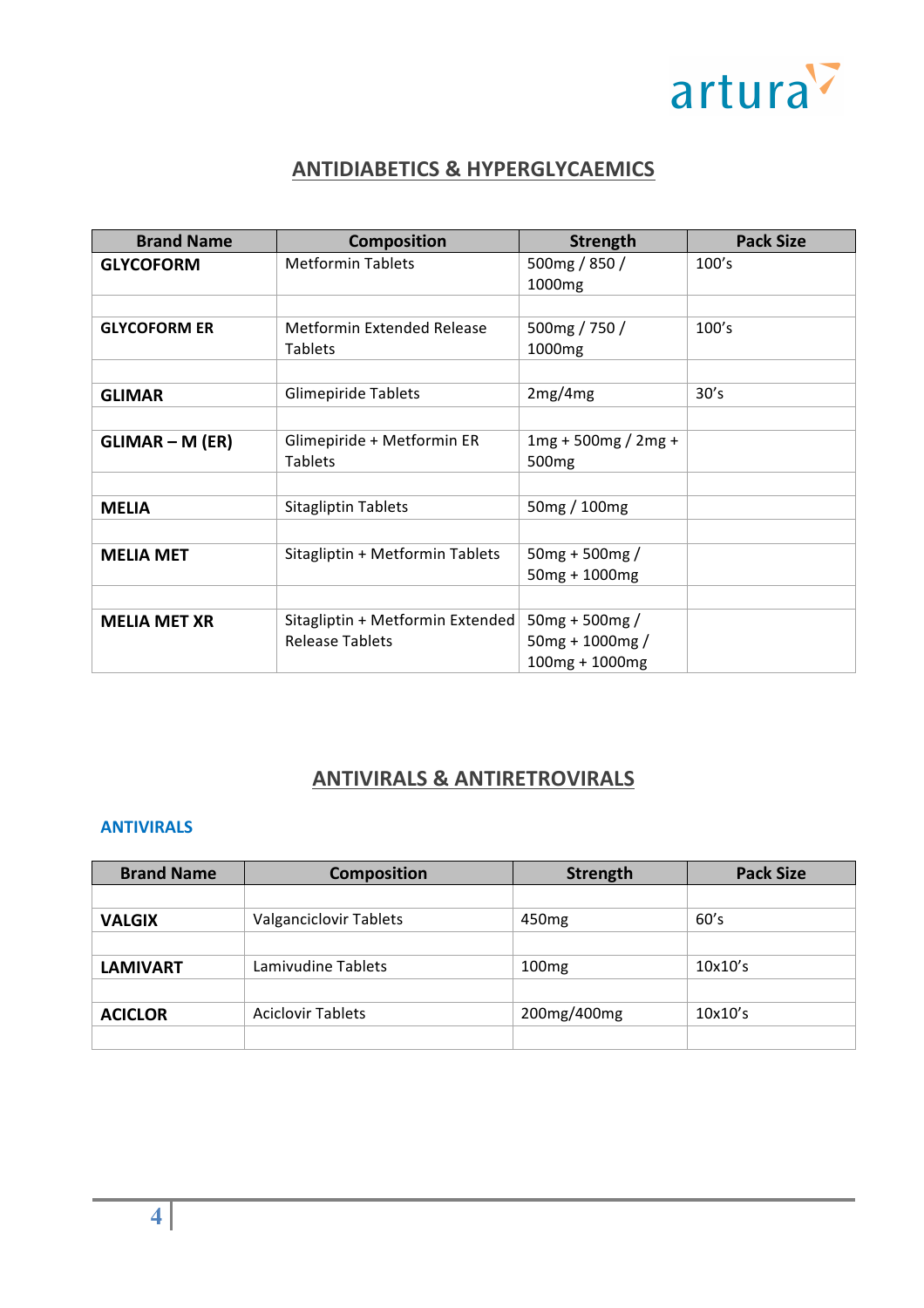## ANTIDIABETICS & HYPERGLYCAEMICS

| Brand Name | Composition | Strength | Pack Size |
|---|---|---|---|
| **GLYCOFORM** | Metformin Tablets | 500mg / 850 / 1000mg | 100's |
| | | | |
| **GLYCOFORM ER** | Metformin Extended Release Tablets | 500mg / 750 / 1000mg | 100's |
| | | | |
| **GLIMAR** | Glimepiride Tablets | 2mg/4mg | 30's |
| | | | |
| **GLIMAR – M (ER)** | Glimepiride + Metformin ER Tablets | 1mg + 500mg / 2mg + 500mg | |
| | | | |
| **MELIA** | Sitagliptin Tablets | 50mg / 100mg | |
| | | | |
| **MELIA MET** | Sitagliptin + Metformin Tablets | 50mg + 500mg / 50mg + 1000mg | |
| | | | |
| **MELIA MET XR** | Sitagliptin + Metformin Extended Release Tablets | 50mg + 500mg / 50mg + 1000mg / 100mg + 1000mg | |

## ANTIVIRALS & ANTIRETROVIRALS

### ANTIVIRALS

| Brand Name | Composition | Strength | Pack Size |
|---|---|---|---|
| | | | |
| **VALGIX** | Valganciclovir Tablets | 450mg | 60's |
| | | | |
| **LAMIVART** | Lamivudine Tablets | 100mg | 10x10's |
| | | | |
| **ACICLOR** | Aciclovir Tablets | 200mg/400mg | 10x10's |
| | | | |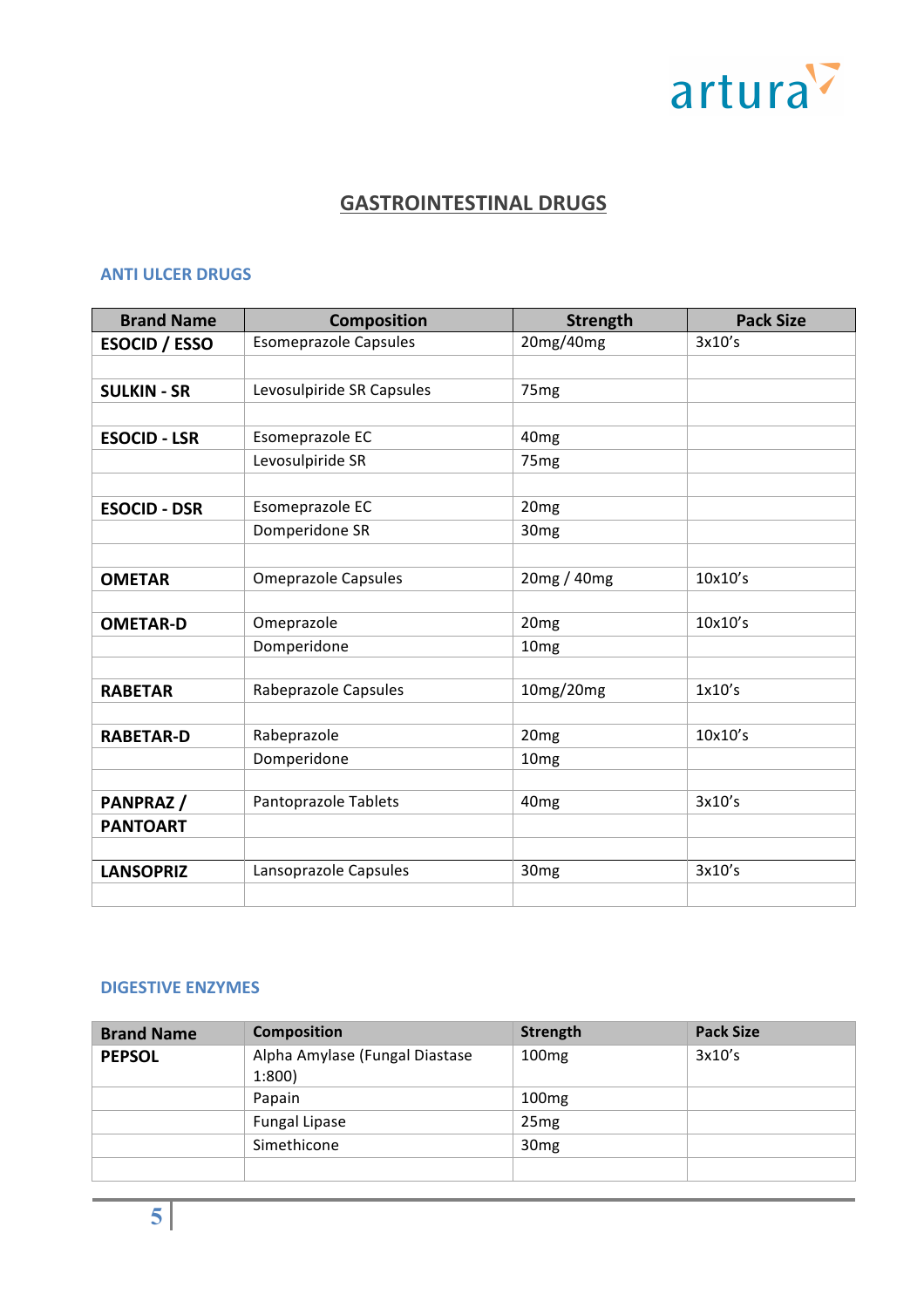# GASTROINTESTINAL DRUGS

## ANTI ULCER DRUGS

| Brand Name | Composition | Strength | Pack Size |
|---|---|---|---|
| **ESOCID / ESSO** | Esomeprazole Capsules | 20mg/40mg | 3x10's |
| | | | |
| **SULKIN - SR** | Levosulpiride SR Capsules | 75mg | |
| | | | |
| **ESOCID - LSR** | Esomeprazole EC | 40mg | |
| | Levosulpiride SR | 75mg | |
| | | | |
| **ESOCID - DSR** | Esomeprazole EC | 20mg | |
| | Domperidone SR | 30mg | |
| | | | |
| **OMETAR** | Omeprazole Capsules | 20mg / 40mg | 10x10's |
| | | | |
| **OMETAR-D** | Omeprazole | 20mg | 10x10's |
| | Domperidone | 10mg | |
| | | | |
| **RABETAR** | Rabeprazole Capsules | 10mg/20mg | 1x10's |
| | | | |
| **RABETAR-D** | Rabeprazole | 20mg | 10x10's |
| | Domperidone | 10mg | |
| | | | |
| **PANPRAZ / PANTOART** | Pantoprazole Tablets | 40mg | 3x10's |
| | | | |
| **LANSOPRIZ** | Lansoprazole Capsules | 30mg | 3x10's |

## DIGESTIVE ENZYMES

| Brand Name | Composition | Strength | Pack Size |
|---|---|---|---|
| **PEPSOL** | Alpha Amylase (Fungal Diastase 1:800) | 100mg | 3x10's |
| | Papain | 100mg | |
| | Fungal Lipase | 25mg | |
| | Simethicone | 30mg | |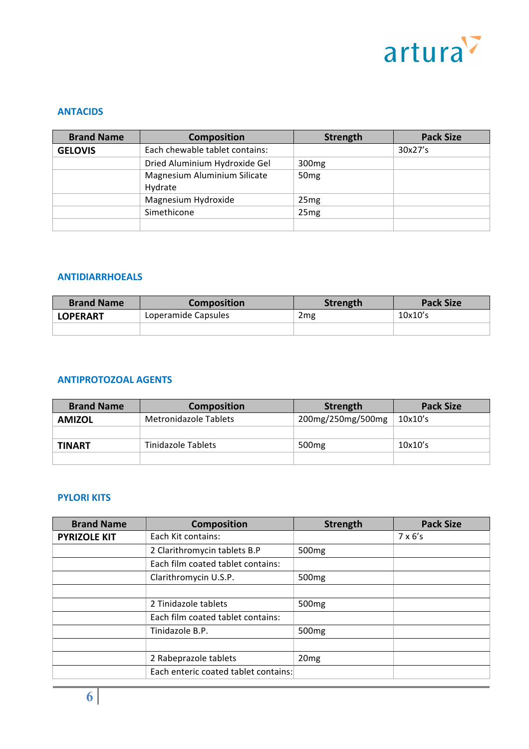## ANTACIDS

| Brand Name | Composition | Strength | Pack Size |
|---|---|---|---|
| **GELOVIS** | Each chewable tablet contains: | | 30x27’s |
| | Dried Aluminium Hydroxide Gel | 300mg | |
| | Magnesium Aluminium Silicate Hydrate | 50mg | |
| | Magnesium Hydroxide | 25mg | |
| | Simethicone | 25mg | |
| | | | |

## ANTIDIARRHOEALS

| Brand Name | Composition | Strength | Pack Size |
|---|---|---|---|
| **LOPERART** | Loperamide Capsules | 2mg | 10x10’s |
| | | | |

## ANTIPROTOZOAL AGENTS

| Brand Name | Composition | Strength | Pack Size |
|---|---|---|---|
| **AMIZOL** | Metronidazole Tablets | 200mg/250mg/500mg | 10x10’s |
| | | | |
| **TINART** | Tinidazole Tablets | 500mg | 10x10’s |
| | | | |

## PYLORI KITS

| Brand Name | Composition | Strength | Pack Size |
|---|---|---|---|
| **PYRIZOLE KIT** | Each Kit contains: | | 7 x 6’s |
| | 2 Clarithromycin tablets B.P | 500mg | |
| | Each film coated tablet contains: | | |
| | Clarithromycin U.S.P. | 500mg | |
| | | | |
| | 2 Tinidazole tablets | 500mg | |
| | Each film coated tablet contains: | | |
| | Tinidazole B.P. | 500mg | |
| | | | |
| | 2 Rabeprazole tablets | 20mg | |
| | Each enteric coated tablet contains: | | |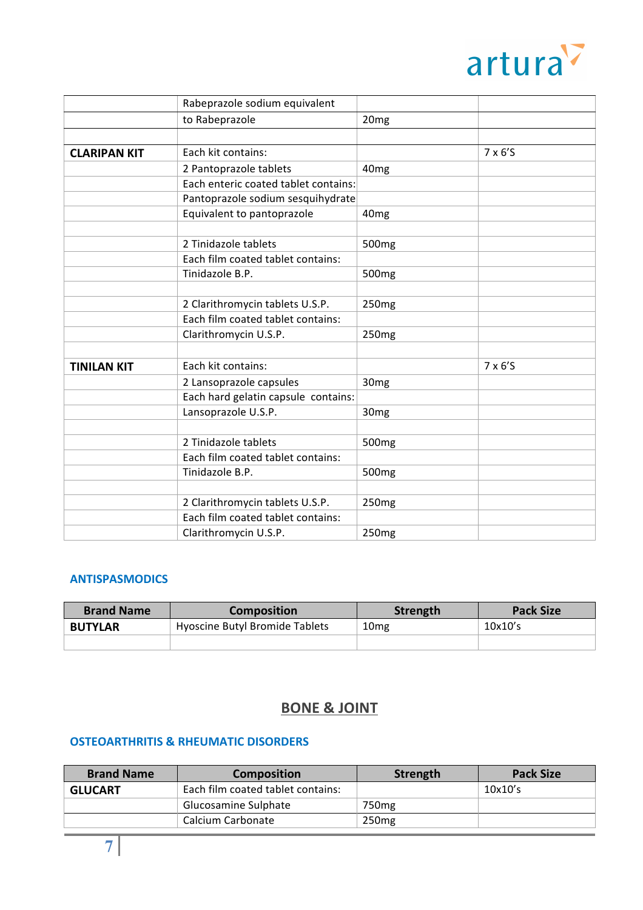| | | | |
|---|---|---|---|
| | Rabeprazole sodium equivalent | | |
| | to Rabeprazole | 20mg | |
| | | | |
| **CLARIPAN KIT** | Each kit contains: | | 7 x 6'S |
| | 2 Pantoprazole tablets | 40mg | |
| | Each enteric coated tablet contains: | | |
| | Pantoprazole sodium sesquihydrate | | |
| | Equivalent to pantoprazole | 40mg | |
| | | | |
| | 2 Tinidazole tablets | 500mg | |
| | Each film coated tablet contains: | | |
| | Tinidazole B.P. | 500mg | |
| | | | |
| | 2 Clarithromycin tablets U.S.P. | 250mg | |
| | Each film coated tablet contains: | | |
| | Clarithromycin U.S.P. | 250mg | |
| | | | |
| **TINILAN KIT** | Each kit contains: | | 7 x 6'S |
| | 2 Lansoprazole capsules | 30mg | |
| | Each hard gelatin capsule contains: | | |
| | Lansoprazole U.S.P. | 30mg | |
| | | | |
| | 2 Tinidazole tablets | 500mg | |
| | Each film coated tablet contains: | | |
| | Tinidazole B.P. | 500mg | |
| | | | |
| | 2 Clarithromycin tablets U.S.P. | 250mg | |
| | Each film coated tablet contains: | | |
| | Clarithromycin U.S.P. | 250mg | |

### ANTISPASMODICS

| Brand Name | Composition | Strength | Pack Size |
|---|---|---|---|
| **BUTYLAR** | Hyoscine Butyl Bromide Tablets | 10mg | 10x10's |
| | | | |

## BONE & JOINT

### OSTEOARTHRITIS & RHEUMATIC DISORDERS

| Brand Name | Composition | Strength | Pack Size |
|---|---|---|---|
| **GLUCART** | Each film coated tablet contains: | | 10x10's |
| | Glucosamine Sulphate | 750mg | |
| | Calcium Carbonate | 250mg | |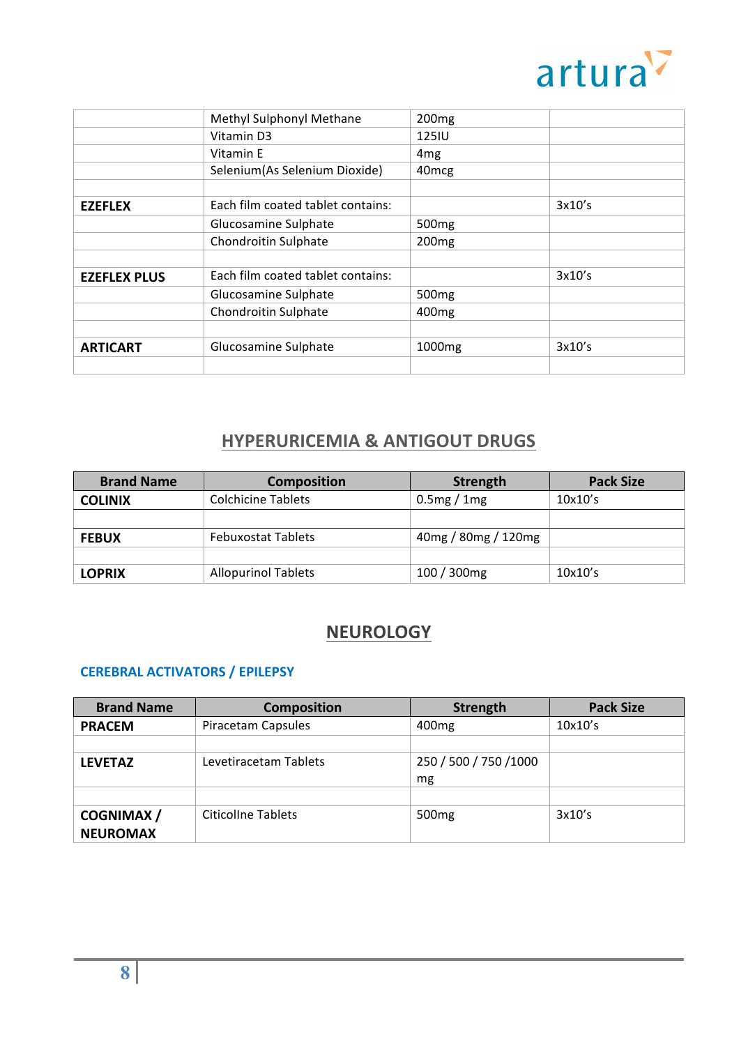| | | | |
|---|---|---|---|
| | Methyl Sulphonyl Methane | 200mg | |
| | Vitamin D3 | 125IU | |
| | Vitamin E | 4mg | |
| | Selenium(As Selenium Dioxide) | 40mcg | |
| | | | |
| **EZEFLEX** | Each film coated tablet contains: | | 3x10's |
| | Glucosamine Sulphate | 500mg | |
| | Chondroitin Sulphate | 200mg | |
| | | | |
| **EZEFLEX PLUS** | Each film coated tablet contains: | | 3x10's |
| | Glucosamine Sulphate | 500mg | |
| | Chondroitin Sulphate | 400mg | |
| | | | |
| **ARTICART** | Glucosamine Sulphate | 1000mg | 3x10's |
| | | | |

## HYPERURICEMIA & ANTIGOUT DRUGS

| Brand Name | Composition | Strength | Pack Size |
|---|---|---|---|
| **COLINIX** | Colchicine Tablets | 0.5mg / 1mg | 10x10's |
| | | | |
| **FEBUX** | Febuxostat Tablets | 40mg / 80mg / 120mg | |
| | | | |
| **LOPRIX** | Allopurinol Tablets | 100 / 300mg | 10x10's |

## NEUROLOGY

### CEREBRAL ACTIVATORS / EPILEPSY

| Brand Name | Composition | Strength | Pack Size |
|---|---|---|---|
| **PRACEM** | Piracetam Capsules | 400mg | 10x10's |
| | | | |
| **LEVETAZ** | Levetiracetam Tablets | 250 / 500 / 750 /1000 mg | |
| | | | |
| **COGNIMAX / NEUROMAX** | Citicollne Tablets | 500mg | 3x10's |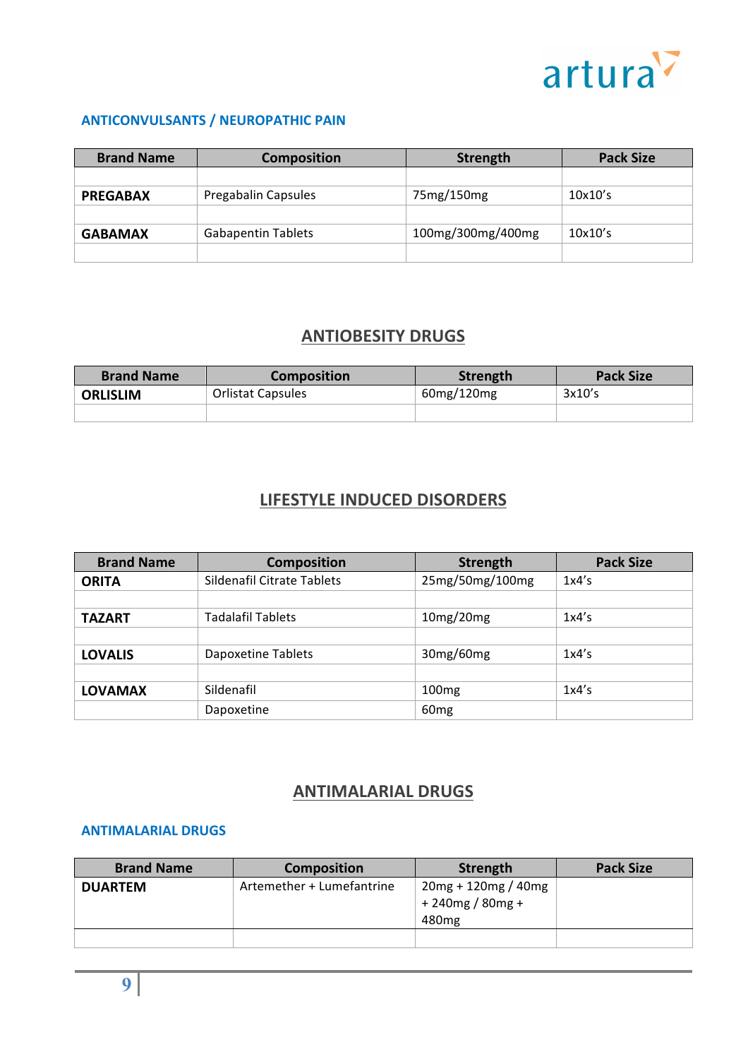### ANTICONVULSANTS / NEUROPATHIC PAIN

| Brand Name | Composition | Strength | Pack Size |
|---|---|---|---|
| | | | |
| **PREGABAX** | Pregabalin Capsules | 75mg/150mg | 10x10's |
| | | | |
| **GABAMAX** | Gabapentin Tablets | 100mg/300mg/400mg | 10x10's |
| | | | |

## ANTIOBESITY DRUGS

| Brand Name | Composition | Strength | Pack Size |
|---|---|---|---|
| **ORLISLIM** | Orlistat Capsules | 60mg/120mg | 3x10's |
| | | | |

## LIFESTYLE INDUCED DISORDERS

| Brand Name | Composition | Strength | Pack Size |
|---|---|---|---|
| **ORITA** | Sildenafil Citrate Tablets | 25mg/50mg/100mg | 1x4's |
| | | | |
| **TAZART** | Tadalafil Tablets | 10mg/20mg | 1x4's |
| | | | |
| **LOVALIS** | Dapoxetine Tablets | 30mg/60mg | 1x4's |
| | | | |
| **LOVAMAX** | Sildenafil | 100mg | 1x4's |
| | Dapoxetine | 60mg | |

## ANTIMALARIAL DRUGS

### ANTIMALARIAL DRUGS

| Brand Name | Composition | Strength | Pack Size |
|---|---|---|---|
| **DUARTEM** | Artemether + Lumefantrine | 20mg + 120mg / 40mg + 240mg / 80mg + 480mg | |
| | | | |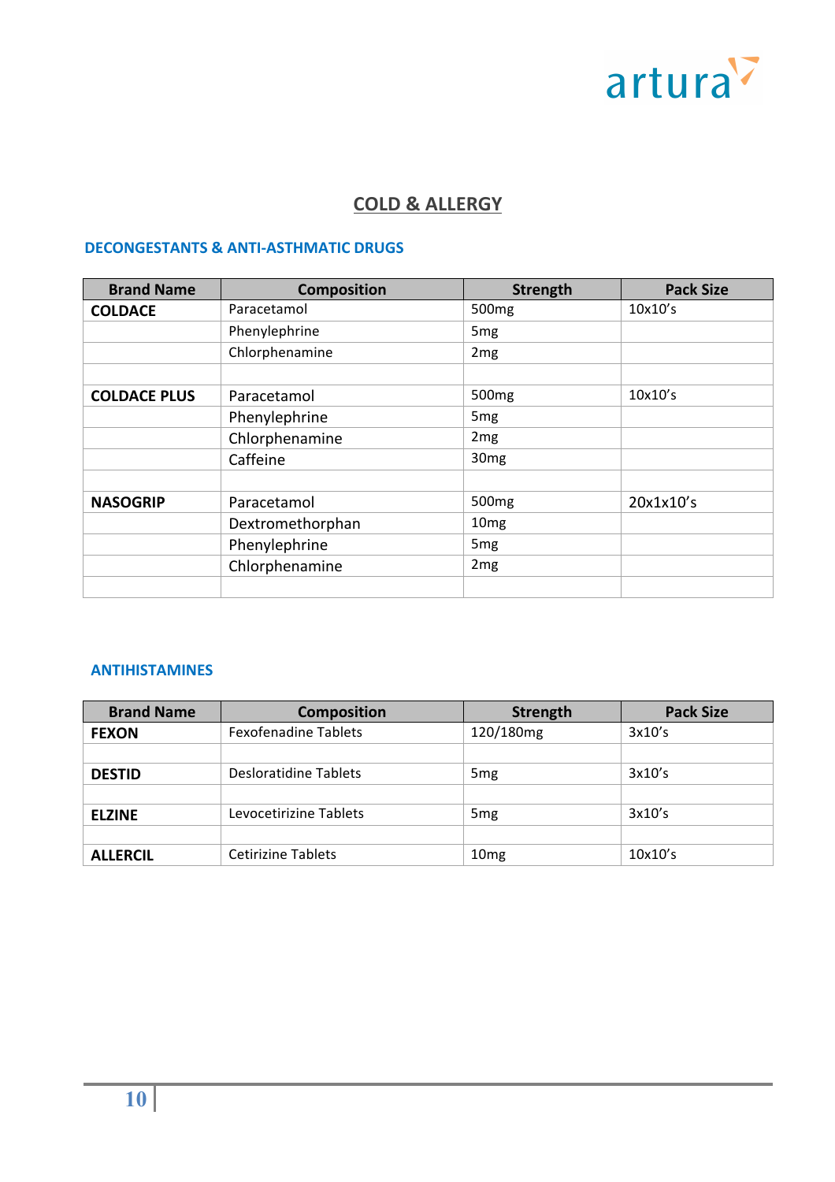## COLD & ALLERGY

### DECONGESTANTS & ANTI-ASTHMATIC DRUGS

| Brand Name | Composition | Strength | Pack Size |
|---|---|---|---|
| **COLDACE** | Paracetamol | 500mg | 10x10's |
| | Phenylephrine | 5mg | |
| | Chlorphenamine | 2mg | |
| | | | |
| **COLDACE PLUS** | Paracetamol | 500mg | 10x10's |
| | Phenylephrine | 5mg | |
| | Chlorphenamine | 2mg | |
| | Caffeine | 30mg | |
| | | | |
| **NASOGRIP** | Paracetamol | 500mg | 20x1x10's |
| | Dextromethorphan | 10mg | |
| | Phenylephrine | 5mg | |
| | Chlorphenamine | 2mg | |
| | | | |

### ANTIHISTAMINES

| Brand Name | Composition | Strength | Pack Size |
|---|---|---|---|
| **FEXON** | Fexofenadine Tablets | 120/180mg | 3x10's |
| | | | |
| **DESTID** | Desloratidine Tablets | 5mg | 3x10's |
| | | | |
| **ELZINE** | Levocetirizine Tablets | 5mg | 3x10's |
| | | | |
| **ALLERCIL** | Cetirizine Tablets | 10mg | 10x10's |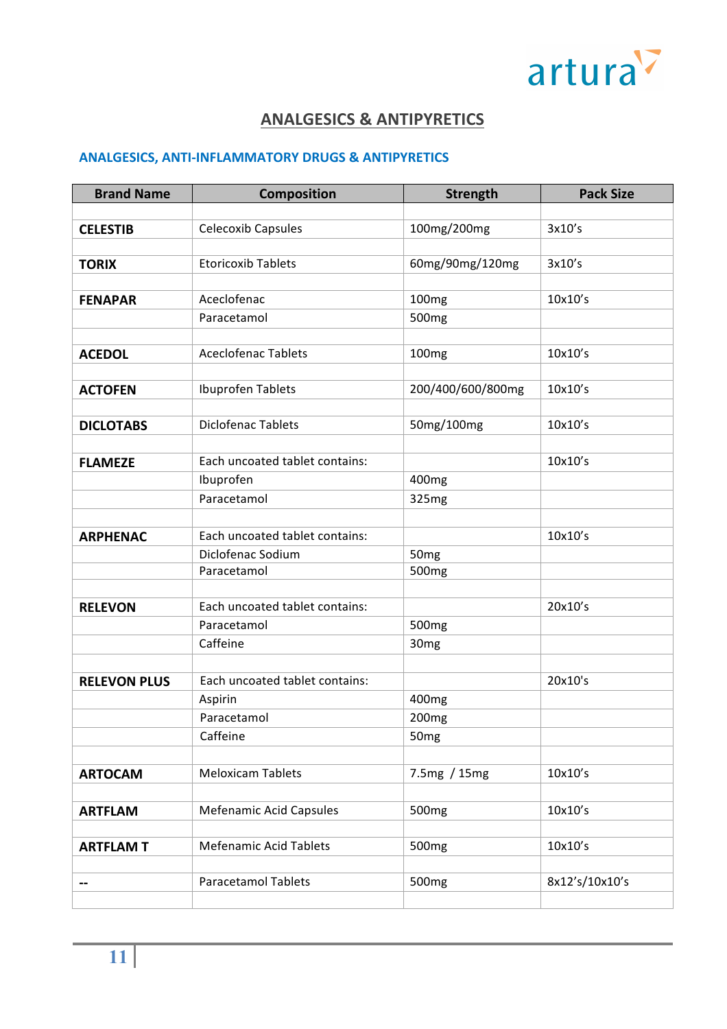artura

## ANALGESICS & ANTIPYRETICS

### ANALGESICS, ANTI-INFLAMMATORY DRUGS & ANTIPYRETICS

| Brand Name | Composition | Strength | Pack Size |
|---|---|---|---|
| | | | |
| **CELESTIB** | Celecoxib Capsules | 100mg/200mg | 3x10's |
| | | | |
| **TORIX** | Etoricoxib Tablets | 60mg/90mg/120mg | 3x10's |
| | | | |
| **FENAPAR** | Aceclofenac | 100mg | 10x10's |
| | Paracetamol | 500mg | |
| | | | |
| **ACEDOL** | Aceclofenac Tablets | 100mg | 10x10's |
| | | | |
| **ACTOFEN** | Ibuprofen Tablets | 200/400/600/800mg | 10x10's |
| | | | |
| **DICLOTABS** | Diclofenac Tablets | 50mg/100mg | 10x10's |
| | | | |
| **FLAMEZE** | Each uncoated tablet contains: | | 10x10's |
| | Ibuprofen | 400mg | |
| | Paracetamol | 325mg | |
| | | | |
| **ARPHENAC** | Each uncoated tablet contains: | | 10x10's |
| | Diclofenac Sodium | 50mg | |
| | Paracetamol | 500mg | |
| | | | |
| **RELEVON** | Each uncoated tablet contains: | | 20x10's |
| | Paracetamol | 500mg | |
| | Caffeine | 30mg | |
| | | | |
| **RELEVON PLUS** | Each uncoated tablet contains: | | 20x10's |
| | Aspirin | 400mg | |
| | Paracetamol | 200mg | |
| | Caffeine | 50mg | |
| | | | |
| **ARTOCAM** | Meloxicam Tablets | 7.5mg / 15mg | 10x10's |
| | | | |
| **ARTFLAM** | Mefenamic Acid Capsules | 500mg | 10x10's |
| | | | |
| **ARTFLAM T** | Mefenamic Acid Tablets | 500mg | 10x10's |
| | | | |
| **--** | Paracetamol Tablets | 500mg | 8x12's/10x10's |
| | | | |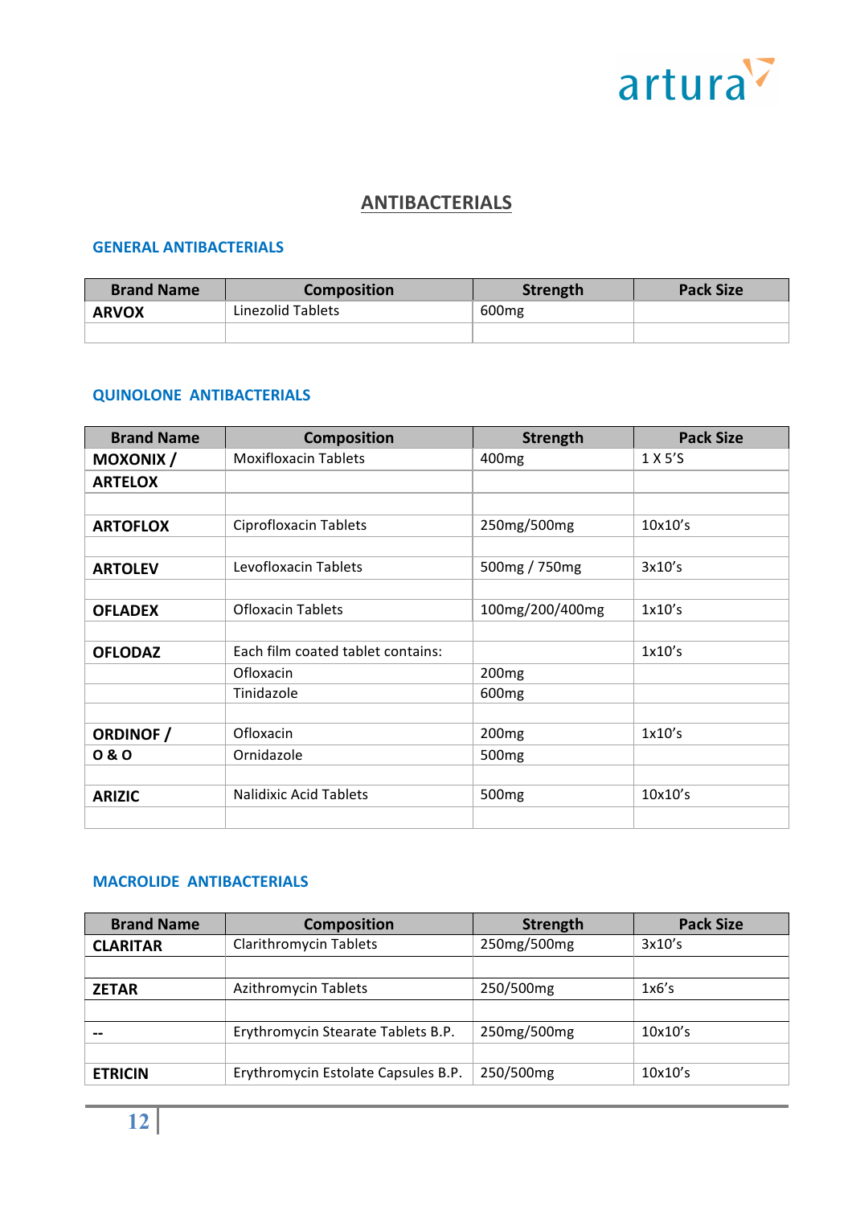# ANTIBACTERIALS

## GENERAL ANTIBACTERIALS

| Brand Name | Composition | Strength | Pack Size |
|---|---|---|---|
| **ARVOX** | Linezolid Tablets | 600mg | |
| | | | |

## QUINOLONE ANTIBACTERIALS

| Brand Name | Composition | Strength | Pack Size |
|---|---|---|---|
| **MOXONIX /** | Moxifloxacin Tablets | 400mg | 1 X 5'S |
| **ARTELOX** | | | |
| | | | |
| **ARTOFLOX** | Ciprofloxacin Tablets | 250mg/500mg | 10x10's |
| | | | |
| **ARTOLEV** | Levofloxacin Tablets | 500mg / 750mg | 3x10's |
| | | | |
| **OFLADEX** | Ofloxacin Tablets | 100mg/200/400mg | 1x10's |
| | | | |
| **OFLODAZ** | Each film coated tablet contains: | | 1x10's |
| | Ofloxacin | 200mg | |
| | Tinidazole | 600mg | |
| | | | |
| **ORDINOF /** | Ofloxacin | 200mg | 1x10's |
| **O & O** | Ornidazole | 500mg | |
| | | | |
| **ARIZIC** | Nalidixic Acid Tablets | 500mg | 10x10's |
| | | | |

## MACROLIDE ANTIBACTERIALS

| Brand Name | Composition | Strength | Pack Size |
|---|---|---|---|
| **CLARITAR** | Clarithromycin Tablets | 250mg/500mg | 3x10's |
| | | | |
| **ZETAR** | Azithromycin Tablets | 250/500mg | 1x6's |
| | | | |
| **--** | Erythromycin Stearate Tablets B.P. | 250mg/500mg | 10x10's |
| | | | |
| **ETRICIN** | Erythromycin Estolate Capsules B.P. | 250/500mg | 10x10's |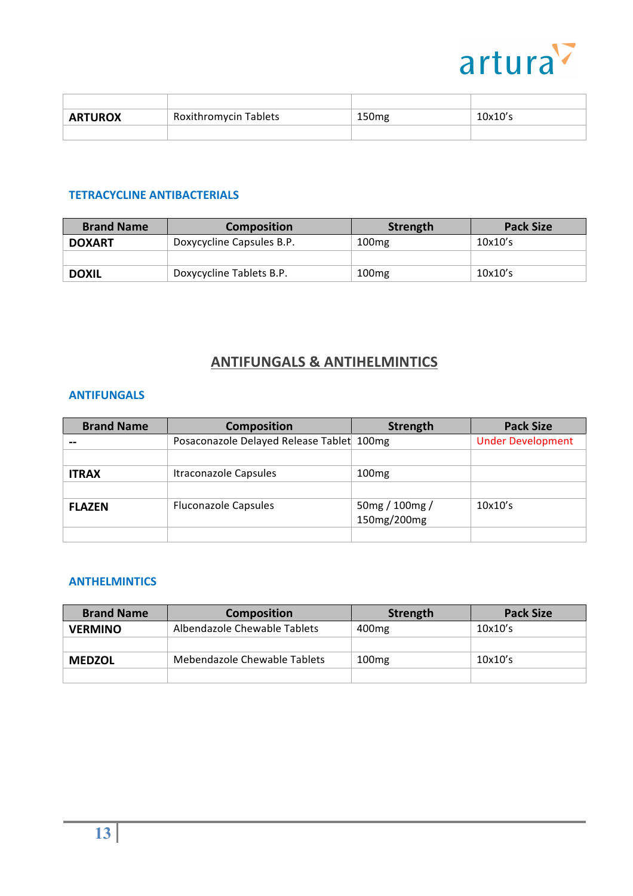| | | | |
|---|---|---|---|
| | | | |
| **ARTUROX** | Roxithromycin Tablets | 150mg | 10x10's |
| | | | |

### TETRACYCLINE ANTIBACTERIALS

| Brand Name | Composition | Strength | Pack Size |
|---|---|---|---|
| **DOXART** | Doxycycline Capsules B.P. | 100mg | 10x10's |
| | | | |
| **DOXIL** | Doxycycline Tablets B.P. | 100mg | 10x10's |

## ANTIFUNGALS & ANTIHELMINTICS

### ANTIFUNGALS

| Brand Name | Composition | Strength | Pack Size |
|---|---|---|---|
| -- | Posaconazole Delayed Release Tablet | 100mg | Under Development |
| | | | |
| **ITRAX** | Itraconazole Capsules | 100mg | |
| | | | |
| **FLAZEN** | Fluconazole Capsules | 50mg / 100mg / 150mg/200mg | 10x10's |
| | | | |

### ANTHELMINTICS

| Brand Name | Composition | Strength | Pack Size |
|---|---|---|---|
| **VERMINO** | Albendazole Chewable Tablets | 400mg | 10x10's |
| | | | |
| **MEDZOL** | Mebendazole Chewable Tablets | 100mg | 10x10's |
| | | | |